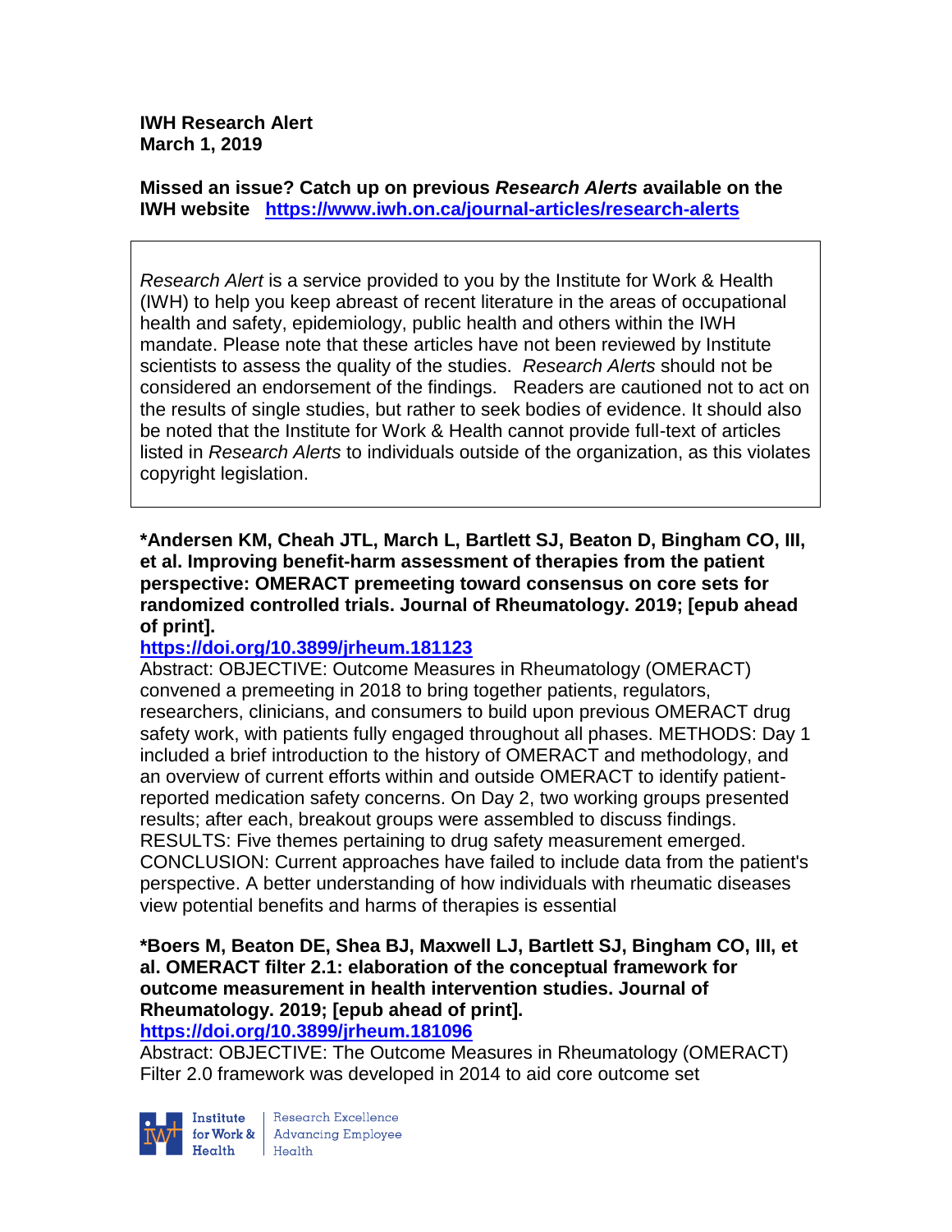**IWH Research Alert**
**March 1, 2019**

**Missed an issue? Catch up on previous *Research Alerts* available on the IWH website** https://www.iwh.on.ca/journal-articles/research-alerts

*Research Alert* is a service provided to you by the Institute for Work & Health (IWH) to help you keep abreast of recent literature in the areas of occupational health and safety, epidemiology, public health and others within the IWH mandate. Please note that these articles have not been reviewed by Institute scientists to assess the quality of the studies. *Research Alerts* should not be considered an endorsement of the findings. Readers are cautioned not to act on the results of single studies, but rather to seek bodies of evidence. It should also be noted that the Institute for Work & Health cannot provide full-text of articles listed in *Research Alerts* to individuals outside of the organization, as this violates copyright legislation.

**\*Andersen KM, Cheah JTL, March L, Bartlett SJ, Beaton D, Bingham CO, III, et al. Improving benefit-harm assessment of therapies from the patient perspective: OMERACT premeeting toward consensus on core sets for randomized controlled trials. Journal of Rheumatology. 2019; [epub ahead of print].**
https://doi.org/10.3899/jrheum.181123

Abstract: OBJECTIVE: Outcome Measures in Rheumatology (OMERACT) convened a premeeting in 2018 to bring together patients, regulators, researchers, clinicians, and consumers to build upon previous OMERACT drug safety work, with patients fully engaged throughout all phases. METHODS: Day 1 included a brief introduction to the history of OMERACT and methodology, and an overview of current efforts within and outside OMERACT to identify patient-reported medication safety concerns. On Day 2, two working groups presented results; after each, breakout groups were assembled to discuss findings. RESULTS: Five themes pertaining to drug safety measurement emerged. CONCLUSION: Current approaches have failed to include data from the patient's perspective. A better understanding of how individuals with rheumatic diseases view potential benefits and harms of therapies is essential

**\*Boers M, Beaton DE, Shea BJ, Maxwell LJ, Bartlett SJ, Bingham CO, III, et al. OMERACT filter 2.1: elaboration of the conceptual framework for outcome measurement in health intervention studies. Journal of Rheumatology. 2019; [epub ahead of print].**
https://doi.org/10.3899/jrheum.181096

Abstract: OBJECTIVE: The Outcome Measures in Rheumatology (OMERACT) Filter 2.0 framework was developed in 2014 to aid core outcome set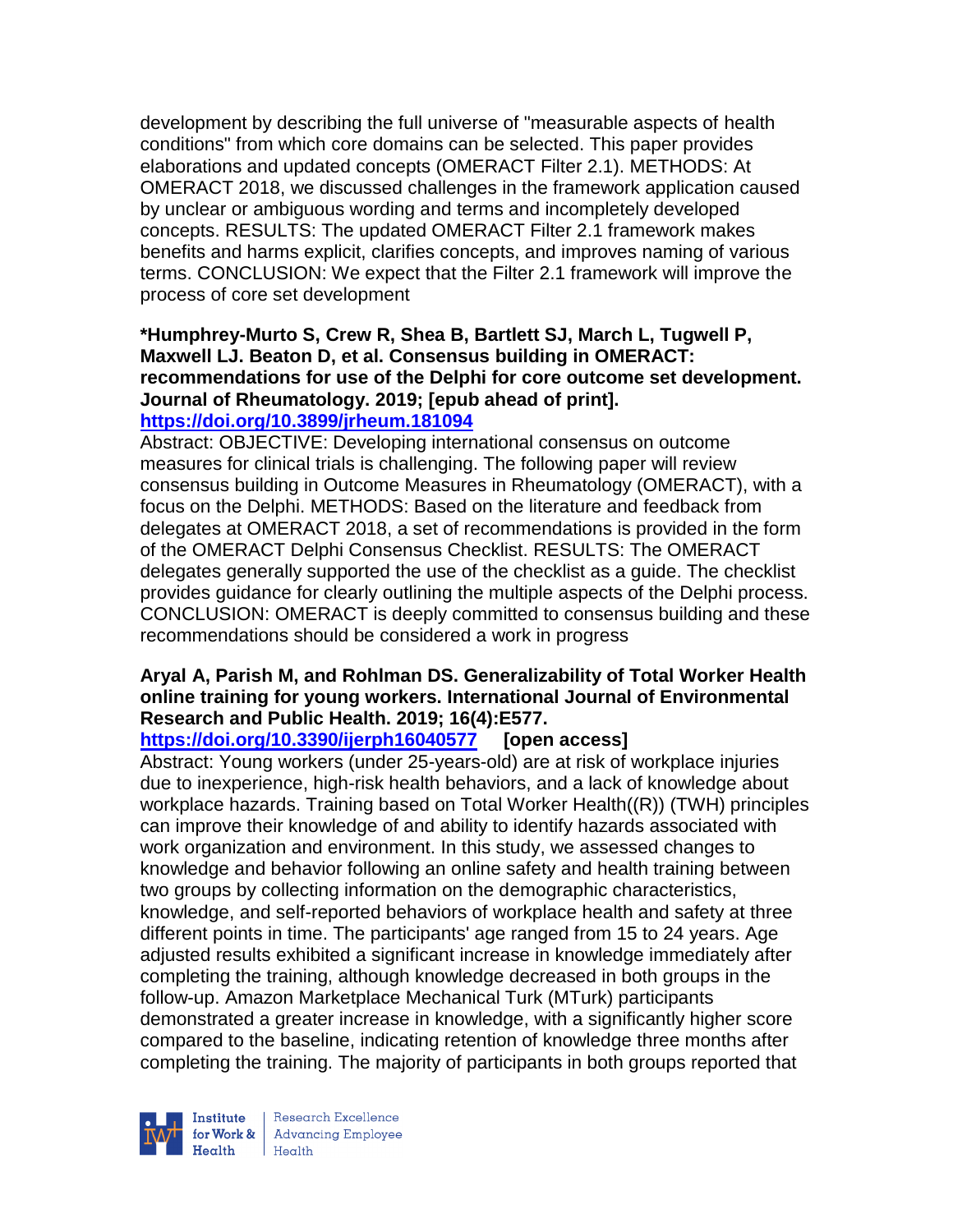development by describing the full universe of "measurable aspects of health conditions" from which core domains can be selected. This paper provides elaborations and updated concepts (OMERACT Filter 2.1). METHODS: At OMERACT 2018, we discussed challenges in the framework application caused by unclear or ambiguous wording and terms and incompletely developed concepts. RESULTS: The updated OMERACT Filter 2.1 framework makes benefits and harms explicit, clarifies concepts, and improves naming of various terms. CONCLUSION: We expect that the Filter 2.1 framework will improve the process of core set development

**\*Humphrey-Murto S, Crew R, Shea B, Bartlett SJ, March L, Tugwell P, Maxwell LJ. Beaton D, et al. Consensus building in OMERACT: recommendations for use of the Delphi for core outcome set development. Journal of Rheumatology. 2019; [epub ahead of print].**
**https://doi.org/10.3899/jrheum.181094**

Abstract: OBJECTIVE: Developing international consensus on outcome measures for clinical trials is challenging. The following paper will review consensus building in Outcome Measures in Rheumatology (OMERACT), with a focus on the Delphi. METHODS: Based on the literature and feedback from delegates at OMERACT 2018, a set of recommendations is provided in the form of the OMERACT Delphi Consensus Checklist. RESULTS: The OMERACT delegates generally supported the use of the checklist as a guide. The checklist provides guidance for clearly outlining the multiple aspects of the Delphi process. CONCLUSION: OMERACT is deeply committed to consensus building and these recommendations should be considered a work in progress

**Aryal A, Parish M, and Rohlman DS. Generalizability of Total Worker Health online training for young workers. International Journal of Environmental Research and Public Health. 2019; 16(4):E577.**
**https://doi.org/10.3390/ijerph16040577 [open access]**

Abstract: Young workers (under 25-years-old) are at risk of workplace injuries due to inexperience, high-risk health behaviors, and a lack of knowledge about workplace hazards. Training based on Total Worker Health((R)) (TWH) principles can improve their knowledge of and ability to identify hazards associated with work organization and environment. In this study, we assessed changes to knowledge and behavior following an online safety and health training between two groups by collecting information on the demographic characteristics, knowledge, and self-reported behaviors of workplace health and safety at three different points in time. The participants' age ranged from 15 to 24 years. Age adjusted results exhibited a significant increase in knowledge immediately after completing the training, although knowledge decreased in both groups in the follow-up. Amazon Marketplace Mechanical Turk (MTurk) participants demonstrated a greater increase in knowledge, with a significantly higher score compared to the baseline, indicating retention of knowledge three months after completing the training. The majority of participants in both groups reported that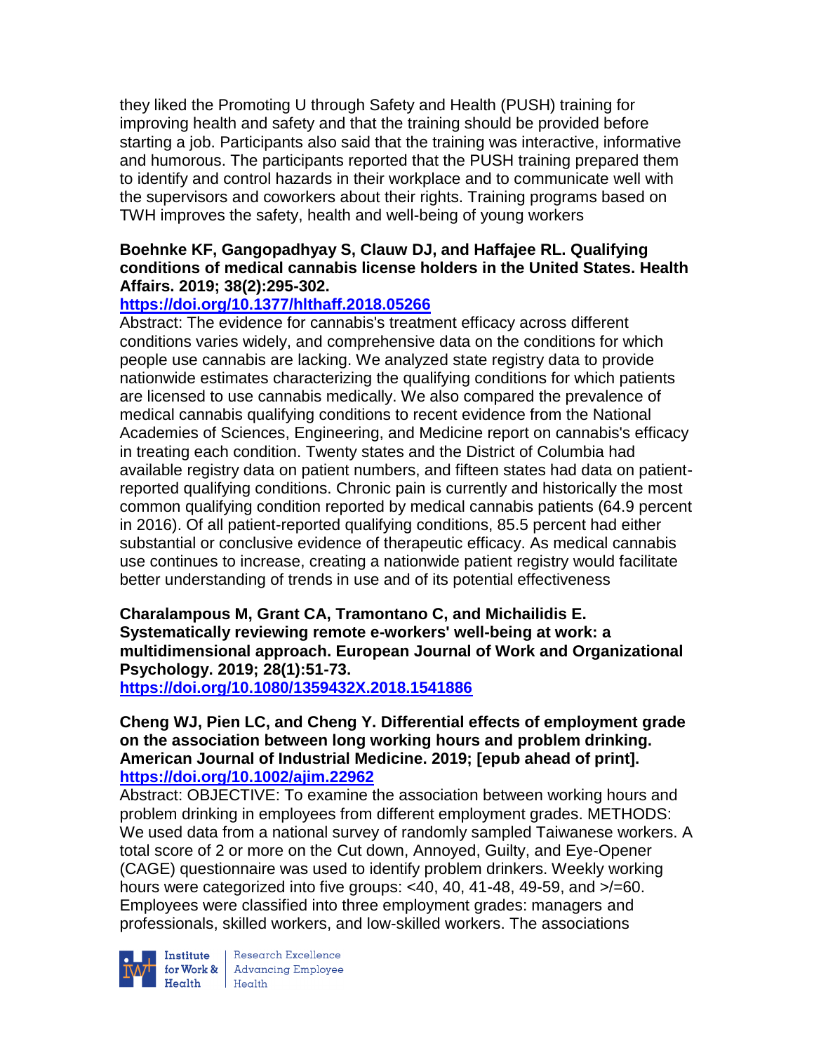they liked the Promoting U through Safety and Health (PUSH) training for improving health and safety and that the training should be provided before starting a job. Participants also said that the training was interactive, informative and humorous. The participants reported that the PUSH training prepared them to identify and control hazards in their workplace and to communicate well with the supervisors and coworkers about their rights. Training programs based on TWH improves the safety, health and well-being of young workers

**Boehnke KF, Gangopadhyay S, Clauw DJ, and Haffajee RL. Qualifying conditions of medical cannabis license holders in the United States. Health Affairs. 2019; 38(2):295-302.**
**https://doi.org/10.1377/hlthaff.2018.05266**
Abstract: The evidence for cannabis's treatment efficacy across different conditions varies widely, and comprehensive data on the conditions for which people use cannabis are lacking. We analyzed state registry data to provide nationwide estimates characterizing the qualifying conditions for which patients are licensed to use cannabis medically. We also compared the prevalence of medical cannabis qualifying conditions to recent evidence from the National Academies of Sciences, Engineering, and Medicine report on cannabis's efficacy in treating each condition. Twenty states and the District of Columbia had available registry data on patient numbers, and fifteen states had data on patient-reported qualifying conditions. Chronic pain is currently and historically the most common qualifying condition reported by medical cannabis patients (64.9 percent in 2016). Of all patient-reported qualifying conditions, 85.5 percent had either substantial or conclusive evidence of therapeutic efficacy. As medical cannabis use continues to increase, creating a nationwide patient registry would facilitate better understanding of trends in use and of its potential effectiveness

**Charalampous M, Grant CA, Tramontano C, and Michailidis E. Systematically reviewing remote e-workers' well-being at work: a multidimensional approach. European Journal of Work and Organizational Psychology. 2019; 28(1):51-73.**
**https://doi.org/10.1080/1359432X.2018.1541886**

**Cheng WJ, Pien LC, and Cheng Y. Differential effects of employment grade on the association between long working hours and problem drinking. American Journal of Industrial Medicine. 2019; [epub ahead of print].**
**https://doi.org/10.1002/ajim.22962**
Abstract: OBJECTIVE: To examine the association between working hours and problem drinking in employees from different employment grades. METHODS: We used data from a national survey of randomly sampled Taiwanese workers. A total score of 2 or more on the Cut down, Annoyed, Guilty, and Eye-Opener (CAGE) questionnaire was used to identify problem drinkers. Weekly working hours were categorized into five groups: <40, 40, 41-48, 49-59, and >/=60. Employees were classified into three employment grades: managers and professionals, skilled workers, and low-skilled workers. The associations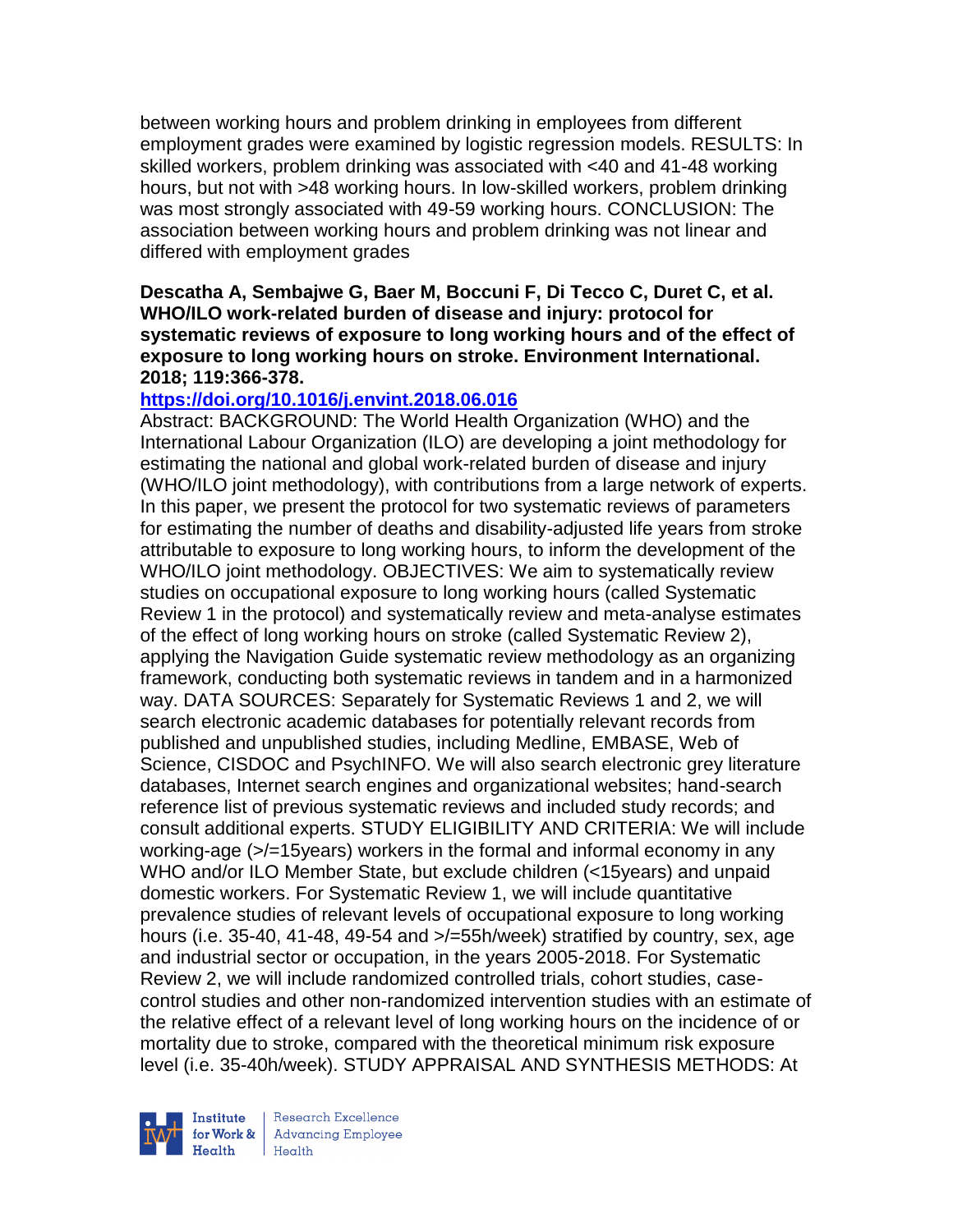between working hours and problem drinking in employees from different employment grades were examined by logistic regression models. RESULTS: In skilled workers, problem drinking was associated with <40 and 41-48 working hours, but not with >48 working hours. In low-skilled workers, problem drinking was most strongly associated with 49-59 working hours. CONCLUSION: The association between working hours and problem drinking was not linear and differed with employment grades

**Descatha A, Sembajwe G, Baer M, Boccuni F, Di Tecco C, Duret C, et al. WHO/ILO work-related burden of disease and injury: protocol for systematic reviews of exposure to long working hours and of the effect of exposure to long working hours on stroke. Environment International. 2018; 119:366-378.**

**https://doi.org/10.1016/j.envint.2018.06.016**

Abstract: BACKGROUND: The World Health Organization (WHO) and the International Labour Organization (ILO) are developing a joint methodology for estimating the national and global work-related burden of disease and injury (WHO/ILO joint methodology), with contributions from a large network of experts. In this paper, we present the protocol for two systematic reviews of parameters for estimating the number of deaths and disability-adjusted life years from stroke attributable to exposure to long working hours, to inform the development of the WHO/ILO joint methodology. OBJECTIVES: We aim to systematically review studies on occupational exposure to long working hours (called Systematic Review 1 in the protocol) and systematically review and meta-analyse estimates of the effect of long working hours on stroke (called Systematic Review 2), applying the Navigation Guide systematic review methodology as an organizing framework, conducting both systematic reviews in tandem and in a harmonized way. DATA SOURCES: Separately for Systematic Reviews 1 and 2, we will search electronic academic databases for potentially relevant records from published and unpublished studies, including Medline, EMBASE, Web of Science, CISDOC and PsychINFO. We will also search electronic grey literature databases, Internet search engines and organizational websites; hand-search reference list of previous systematic reviews and included study records; and consult additional experts. STUDY ELIGIBILITY AND CRITERIA: We will include working-age (>/=15years) workers in the formal and informal economy in any WHO and/or ILO Member State, but exclude children (<15years) and unpaid domestic workers. For Systematic Review 1, we will include quantitative prevalence studies of relevant levels of occupational exposure to long working hours (i.e. 35-40, 41-48, 49-54 and >/=55h/week) stratified by country, sex, age and industrial sector or occupation, in the years 2005-2018. For Systematic Review 2, we will include randomized controlled trials, cohort studies, case-control studies and other non-randomized intervention studies with an estimate of the relative effect of a relevant level of long working hours on the incidence of or mortality due to stroke, compared with the theoretical minimum risk exposure level (i.e. 35-40h/week). STUDY APPRAISAL AND SYNTHESIS METHODS: At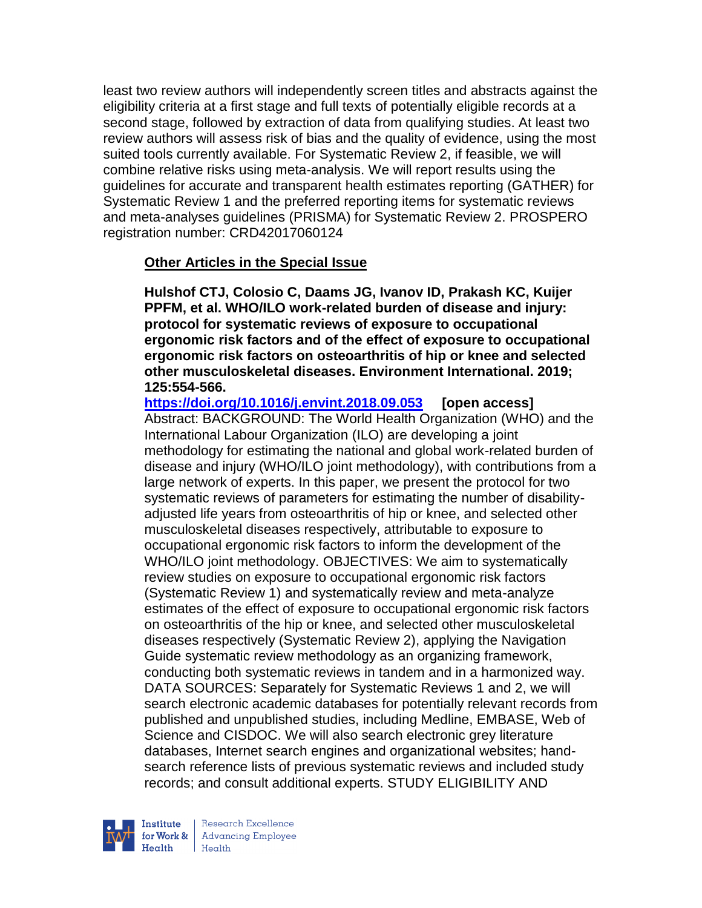least two review authors will independently screen titles and abstracts against the eligibility criteria at a first stage and full texts of potentially eligible records at a second stage, followed by extraction of data from qualifying studies. At least two review authors will assess risk of bias and the quality of evidence, using the most suited tools currently available. For Systematic Review 2, if feasible, we will combine relative risks using meta-analysis. We will report results using the guidelines for accurate and transparent health estimates reporting (GATHER) for Systematic Review 1 and the preferred reporting items for systematic reviews and meta-analyses guidelines (PRISMA) for Systematic Review 2. PROSPERO registration number: CRD42017060124

## Other Articles in the Special Issue

**Hulshof CTJ, Colosio C, Daams JG, Ivanov ID, Prakash KC, Kuijer PPFM, et al. WHO/ILO work-related burden of disease and injury: protocol for systematic reviews of exposure to occupational ergonomic risk factors and of the effect of exposure to occupational ergonomic risk factors on osteoarthritis of hip or knee and selected other musculoskeletal diseases. Environment International. 2019; 125:554-566.**

https://doi.org/10.1016/j.envint.2018.09.053 **[open access]**

Abstract: BACKGROUND: The World Health Organization (WHO) and the International Labour Organization (ILO) are developing a joint methodology for estimating the national and global work-related burden of disease and injury (WHO/ILO joint methodology), with contributions from a large network of experts. In this paper, we present the protocol for two systematic reviews of parameters for estimating the number of disability-adjusted life years from osteoarthritis of hip or knee, and selected other musculoskeletal diseases respectively, attributable to exposure to occupational ergonomic risk factors to inform the development of the WHO/ILO joint methodology. OBJECTIVES: We aim to systematically review studies on exposure to occupational ergonomic risk factors (Systematic Review 1) and systematically review and meta-analyze estimates of the effect of exposure to occupational ergonomic risk factors on osteoarthritis of the hip or knee, and selected other musculoskeletal diseases respectively (Systematic Review 2), applying the Navigation Guide systematic review methodology as an organizing framework, conducting both systematic reviews in tandem and in a harmonized way. DATA SOURCES: Separately for Systematic Reviews 1 and 2, we will search electronic academic databases for potentially relevant records from published and unpublished studies, including Medline, EMBASE, Web of Science and CISDOC. We will also search electronic grey literature databases, Internet search engines and organizational websites; hand-search reference lists of previous systematic reviews and included study records; and consult additional experts. STUDY ELIGIBILITY AND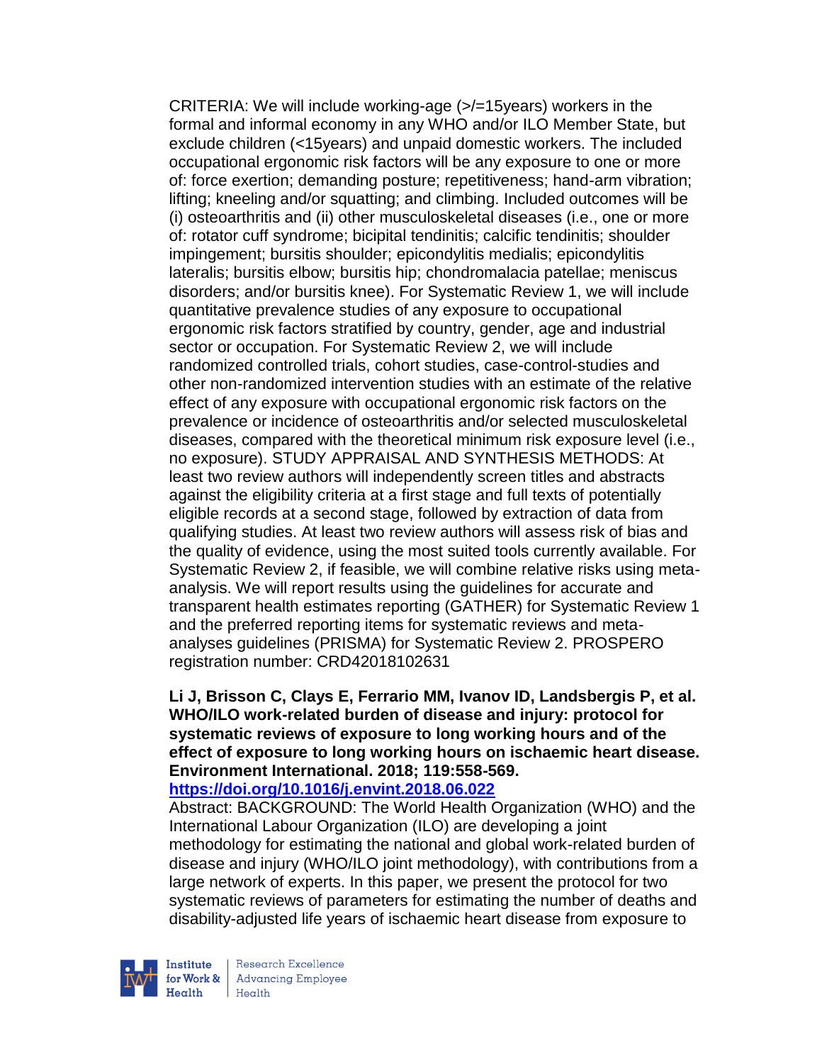CRITERIA: We will include working-age (>/=15years) workers in the formal and informal economy in any WHO and/or ILO Member State, but exclude children (<15years) and unpaid domestic workers. The included occupational ergonomic risk factors will be any exposure to one or more of: force exertion; demanding posture; repetitiveness; hand-arm vibration; lifting; kneeling and/or squatting; and climbing. Included outcomes will be (i) osteoarthritis and (ii) other musculoskeletal diseases (i.e., one or more of: rotator cuff syndrome; bicipital tendinitis; calcific tendinitis; shoulder impingement; bursitis shoulder; epicondylitis medialis; epicondylitis lateralis; bursitis elbow; bursitis hip; chondromalacia patellae; meniscus disorders; and/or bursitis knee). For Systematic Review 1, we will include quantitative prevalence studies of any exposure to occupational ergonomic risk factors stratified by country, gender, age and industrial sector or occupation. For Systematic Review 2, we will include randomized controlled trials, cohort studies, case-control-studies and other non-randomized intervention studies with an estimate of the relative effect of any exposure with occupational ergonomic risk factors on the prevalence or incidence of osteoarthritis and/or selected musculoskeletal diseases, compared with the theoretical minimum risk exposure level (i.e., no exposure). STUDY APPRAISAL AND SYNTHESIS METHODS: At least two review authors will independently screen titles and abstracts against the eligibility criteria at a first stage and full texts of potentially eligible records at a second stage, followed by extraction of data from qualifying studies. At least two review authors will assess risk of bias and the quality of evidence, using the most suited tools currently available. For Systematic Review 2, if feasible, we will combine relative risks using meta-analysis. We will report results using the guidelines for accurate and transparent health estimates reporting (GATHER) for Systematic Review 1 and the preferred reporting items for systematic reviews and meta-analyses guidelines (PRISMA) for Systematic Review 2. PROSPERO registration number: CRD42018102631

**Li J, Brisson C, Clays E, Ferrario MM, Ivanov ID, Landsbergis P, et al. WHO/ILO work-related burden of disease and injury: protocol for systematic reviews of exposure to long working hours and of the effect of exposure to long working hours on ischaemic heart disease. Environment International. 2018; 119:558-569. https://doi.org/10.1016/j.envint.2018.06.022**

Abstract: BACKGROUND: The World Health Organization (WHO) and the International Labour Organization (ILO) are developing a joint methodology for estimating the national and global work-related burden of disease and injury (WHO/ILO joint methodology), with contributions from a large network of experts. In this paper, we present the protocol for two systematic reviews of parameters for estimating the number of deaths and disability-adjusted life years of ischaemic heart disease from exposure to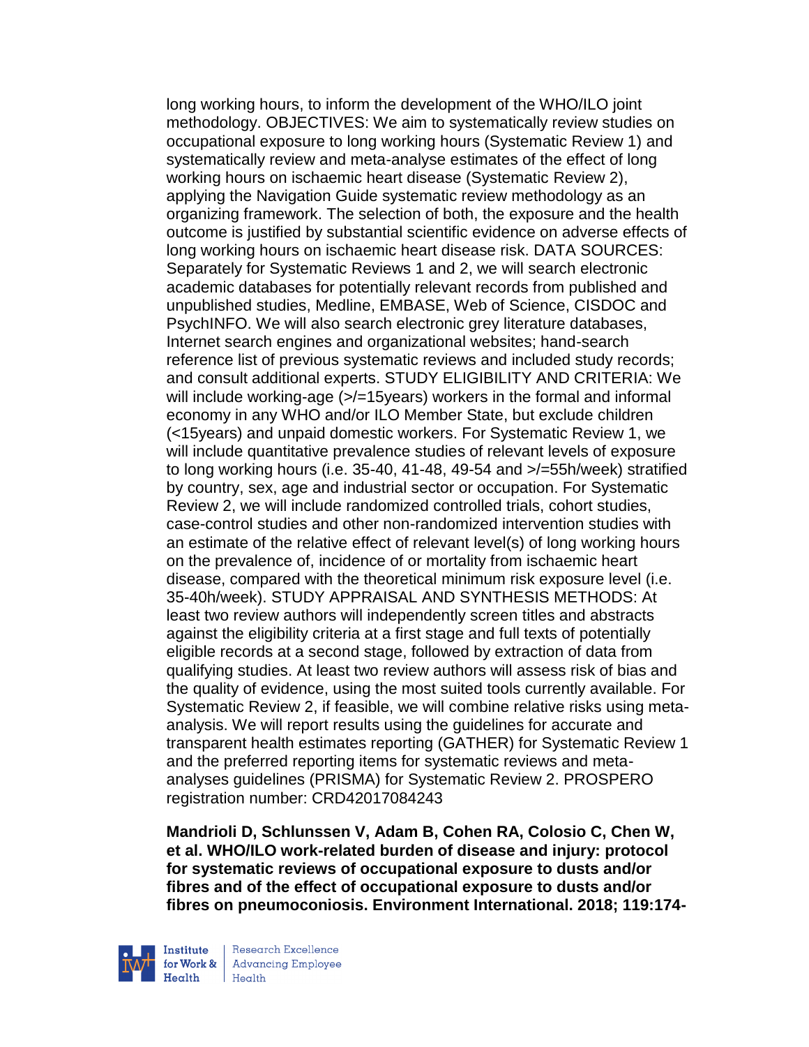long working hours, to inform the development of the WHO/ILO joint methodology. OBJECTIVES: We aim to systematically review studies on occupational exposure to long working hours (Systematic Review 1) and systematically review and meta-analyse estimates of the effect of long working hours on ischaemic heart disease (Systematic Review 2), applying the Navigation Guide systematic review methodology as an organizing framework. The selection of both, the exposure and the health outcome is justified by substantial scientific evidence on adverse effects of long working hours on ischaemic heart disease risk. DATA SOURCES: Separately for Systematic Reviews 1 and 2, we will search electronic academic databases for potentially relevant records from published and unpublished studies, Medline, EMBASE, Web of Science, CISDOC and PsychINFO. We will also search electronic grey literature databases, Internet search engines and organizational websites; hand-search reference list of previous systematic reviews and included study records; and consult additional experts. STUDY ELIGIBILITY AND CRITERIA: We will include working-age (>/=15years) workers in the formal and informal economy in any WHO and/or ILO Member State, but exclude children (<15years) and unpaid domestic workers. For Systematic Review 1, we will include quantitative prevalence studies of relevant levels of exposure to long working hours (i.e. 35-40, 41-48, 49-54 and >/=55h/week) stratified by country, sex, age and industrial sector or occupation. For Systematic Review 2, we will include randomized controlled trials, cohort studies, case-control studies and other non-randomized intervention studies with an estimate of the relative effect of relevant level(s) of long working hours on the prevalence of, incidence of or mortality from ischaemic heart disease, compared with the theoretical minimum risk exposure level (i.e. 35-40h/week). STUDY APPRAISAL AND SYNTHESIS METHODS: At least two review authors will independently screen titles and abstracts against the eligibility criteria at a first stage and full texts of potentially eligible records at a second stage, followed by extraction of data from qualifying studies. At least two review authors will assess risk of bias and the quality of evidence, using the most suited tools currently available. For Systematic Review 2, if feasible, we will combine relative risks using meta-analysis. We will report results using the guidelines for accurate and transparent health estimates reporting (GATHER) for Systematic Review 1 and the preferred reporting items for systematic reviews and meta-analyses guidelines (PRISMA) for Systematic Review 2. PROSPERO registration number: CRD42017084243

**Mandrioli D, Schlunssen V, Adam B, Cohen RA, Colosio C, Chen W, et al. WHO/ILO work-related burden of disease and injury: protocol for systematic reviews of occupational exposure to dusts and/or fibres and of the effect of occupational exposure to dusts and/or fibres on pneumoconiosis. Environment International. 2018; 119:174-**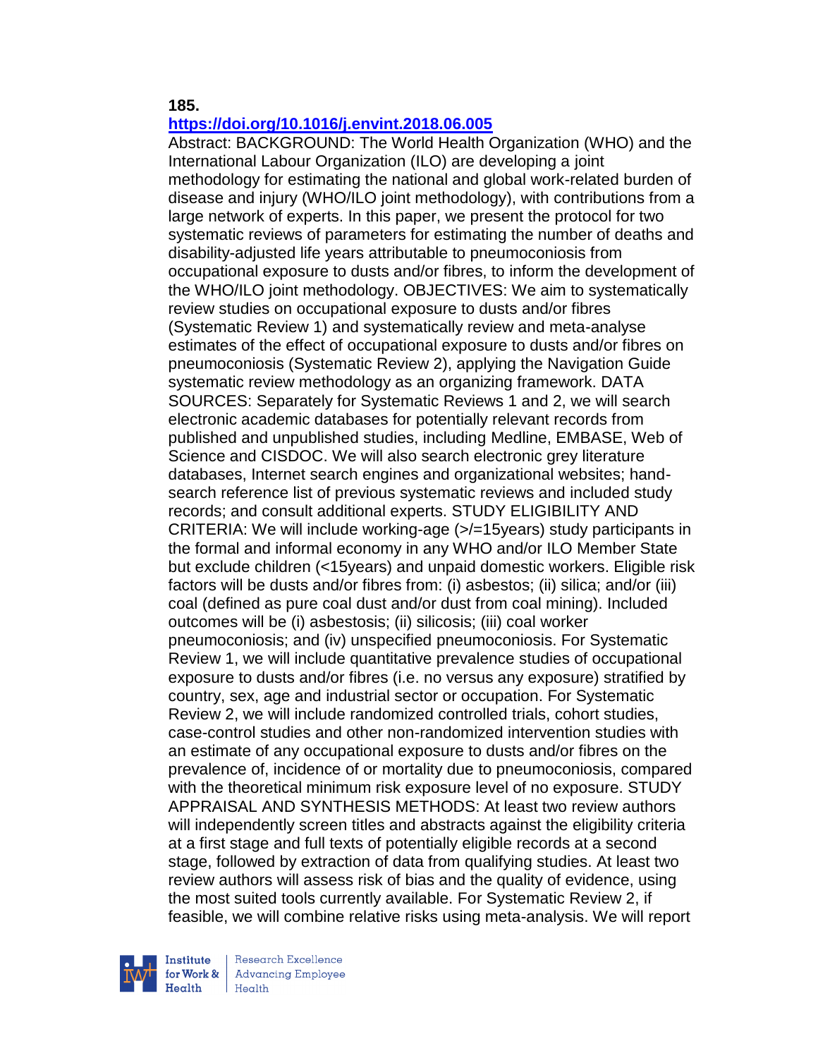**185.**
**https://doi.org/10.1016/j.envint.2018.06.005**

Abstract: BACKGROUND: The World Health Organization (WHO) and the International Labour Organization (ILO) are developing a joint methodology for estimating the national and global work-related burden of disease and injury (WHO/ILO joint methodology), with contributions from a large network of experts. In this paper, we present the protocol for two systematic reviews of parameters for estimating the number of deaths and disability-adjusted life years attributable to pneumoconiosis from occupational exposure to dusts and/or fibres, to inform the development of the WHO/ILO joint methodology. OBJECTIVES: We aim to systematically review studies on occupational exposure to dusts and/or fibres (Systematic Review 1) and systematically review and meta-analyse estimates of the effect of occupational exposure to dusts and/or fibres on pneumoconiosis (Systematic Review 2), applying the Navigation Guide systematic review methodology as an organizing framework. DATA SOURCES: Separately for Systematic Reviews 1 and 2, we will search electronic academic databases for potentially relevant records from published and unpublished studies, including Medline, EMBASE, Web of Science and CISDOC. We will also search electronic grey literature databases, Internet search engines and organizational websites; hand-search reference list of previous systematic reviews and included study records; and consult additional experts. STUDY ELIGIBILITY AND CRITERIA: We will include working-age (>/=15years) study participants in the formal and informal economy in any WHO and/or ILO Member State but exclude children (<15years) and unpaid domestic workers. Eligible risk factors will be dusts and/or fibres from: (i) asbestos; (ii) silica; and/or (iii) coal (defined as pure coal dust and/or dust from coal mining). Included outcomes will be (i) asbestosis; (ii) silicosis; (iii) coal worker pneumoconiosis; and (iv) unspecified pneumoconiosis. For Systematic Review 1, we will include quantitative prevalence studies of occupational exposure to dusts and/or fibres (i.e. no versus any exposure) stratified by country, sex, age and industrial sector or occupation. For Systematic Review 2, we will include randomized controlled trials, cohort studies, case-control studies and other non-randomized intervention studies with an estimate of any occupational exposure to dusts and/or fibres on the prevalence of, incidence of or mortality due to pneumoconiosis, compared with the theoretical minimum risk exposure level of no exposure. STUDY APPRAISAL AND SYNTHESIS METHODS: At least two review authors will independently screen titles and abstracts against the eligibility criteria at a first stage and full texts of potentially eligible records at a second stage, followed by extraction of data from qualifying studies. At least two review authors will assess risk of bias and the quality of evidence, using the most suited tools currently available. For Systematic Review 2, if feasible, we will combine relative risks using meta-analysis. We will report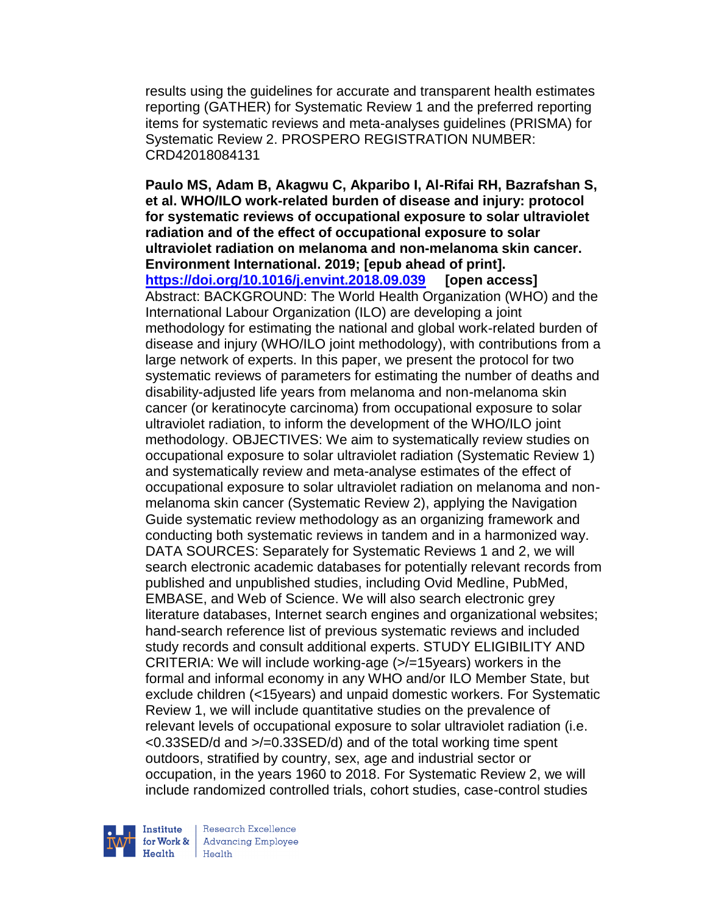results using the guidelines for accurate and transparent health estimates reporting (GATHER) for Systematic Review 1 and the preferred reporting items for systematic reviews and meta-analyses guidelines (PRISMA) for Systematic Review 2. PROSPERO REGISTRATION NUMBER: CRD42018084131

**Paulo MS, Adam B, Akagwu C, Akparibo I, Al-Rifai RH, Bazrafshan S, et al. WHO/ILO work-related burden of disease and injury: protocol for systematic reviews of occupational exposure to solar ultraviolet radiation and of the effect of occupational exposure to solar ultraviolet radiation on melanoma and non-melanoma skin cancer. Environment International. 2019; [epub ahead of print].** https://doi.org/10.1016/j.envint.2018.09.039 **[open access]**

Abstract: BACKGROUND: The World Health Organization (WHO) and the International Labour Organization (ILO) are developing a joint methodology for estimating the national and global work-related burden of disease and injury (WHO/ILO joint methodology), with contributions from a large network of experts. In this paper, we present the protocol for two systematic reviews of parameters for estimating the number of deaths and disability-adjusted life years from melanoma and non-melanoma skin cancer (or keratinocyte carcinoma) from occupational exposure to solar ultraviolet radiation, to inform the development of the WHO/ILO joint methodology. OBJECTIVES: We aim to systematically review studies on occupational exposure to solar ultraviolet radiation (Systematic Review 1) and systematically review and meta-analyse estimates of the effect of occupational exposure to solar ultraviolet radiation on melanoma and non-melanoma skin cancer (Systematic Review 2), applying the Navigation Guide systematic review methodology as an organizing framework and conducting both systematic reviews in tandem and in a harmonized way. DATA SOURCES: Separately for Systematic Reviews 1 and 2, we will search electronic academic databases for potentially relevant records from published and unpublished studies, including Ovid Medline, PubMed, EMBASE, and Web of Science. We will also search electronic grey literature databases, Internet search engines and organizational websites; hand-search reference list of previous systematic reviews and included study records and consult additional experts. STUDY ELIGIBILITY AND CRITERIA: We will include working-age (>/=15years) workers in the formal and informal economy in any WHO and/or ILO Member State, but exclude children (<15years) and unpaid domestic workers. For Systematic Review 1, we will include quantitative studies on the prevalence of relevant levels of occupational exposure to solar ultraviolet radiation (i.e. <0.33SED/d and >/=0.33SED/d) and of the total working time spent outdoors, stratified by country, sex, age and industrial sector or occupation, in the years 1960 to 2018. For Systematic Review 2, we will include randomized controlled trials, cohort studies, case-control studies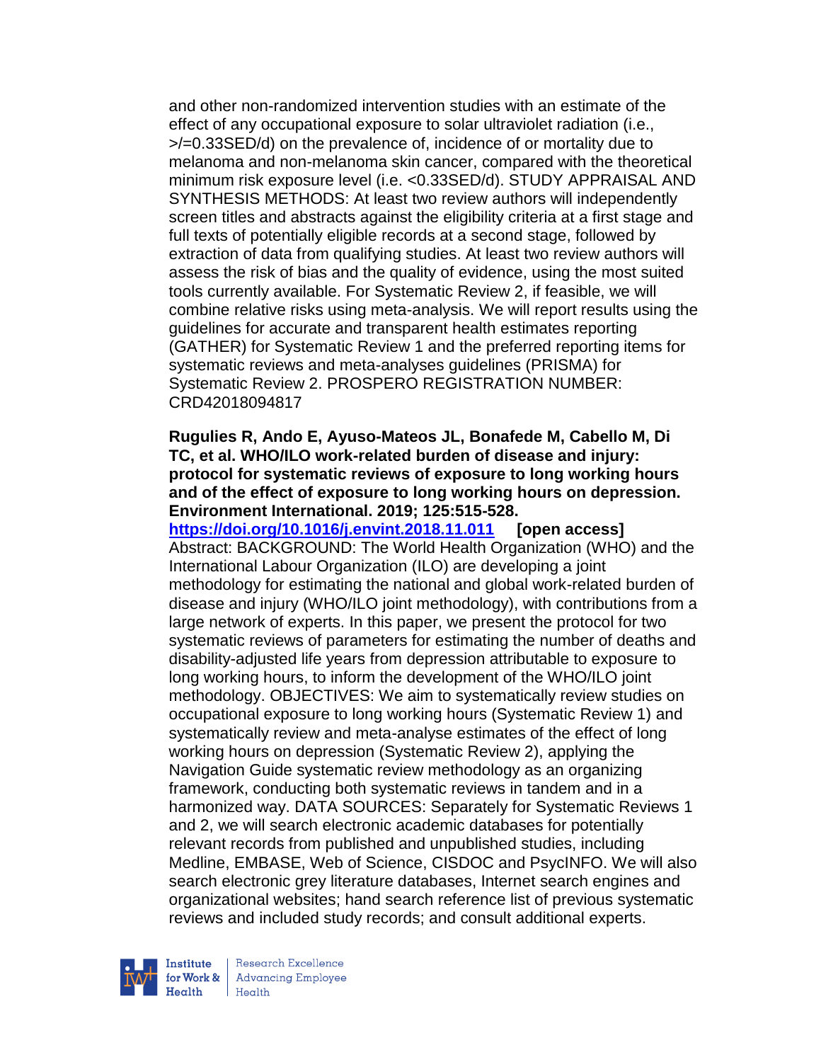and other non-randomized intervention studies with an estimate of the effect of any occupational exposure to solar ultraviolet radiation (i.e., >/=0.33SED/d) on the prevalence of, incidence of or mortality due to melanoma and non-melanoma skin cancer, compared with the theoretical minimum risk exposure level (i.e. <0.33SED/d). STUDY APPRAISAL AND SYNTHESIS METHODS: At least two review authors will independently screen titles and abstracts against the eligibility criteria at a first stage and full texts of potentially eligible records at a second stage, followed by extraction of data from qualifying studies. At least two review authors will assess the risk of bias and the quality of evidence, using the most suited tools currently available. For Systematic Review 2, if feasible, we will combine relative risks using meta-analysis. We will report results using the guidelines for accurate and transparent health estimates reporting (GATHER) for Systematic Review 1 and the preferred reporting items for systematic reviews and meta-analyses guidelines (PRISMA) for Systematic Review 2. PROSPERO REGISTRATION NUMBER: CRD42018094817

**Rugulies R, Ando E, Ayuso-Mateos JL, Bonafede M, Cabello M, Di TC, et al. WHO/ILO work-related burden of disease and injury: protocol for systematic reviews of exposure to long working hours and of the effect of exposure to long working hours on depression. Environment International. 2019; 125:515-528.**
https://doi.org/10.1016/j.envint.2018.11.011 **[open access]**
Abstract: BACKGROUND: The World Health Organization (WHO) and the International Labour Organization (ILO) are developing a joint methodology for estimating the national and global work-related burden of disease and injury (WHO/ILO joint methodology), with contributions from a large network of experts. In this paper, we present the protocol for two systematic reviews of parameters for estimating the number of deaths and disability-adjusted life years from depression attributable to exposure to long working hours, to inform the development of the WHO/ILO joint methodology. OBJECTIVES: We aim to systematically review studies on occupational exposure to long working hours (Systematic Review 1) and systematically review and meta-analyse estimates of the effect of long working hours on depression (Systematic Review 2), applying the Navigation Guide systematic review methodology as an organizing framework, conducting both systematic reviews in tandem and in a harmonized way. DATA SOURCES: Separately for Systematic Reviews 1 and 2, we will search electronic academic databases for potentially relevant records from published and unpublished studies, including Medline, EMBASE, Web of Science, CISDOC and PsycINFO. We will also search electronic grey literature databases, Internet search engines and organizational websites; hand search reference list of previous systematic reviews and included study records; and consult additional experts.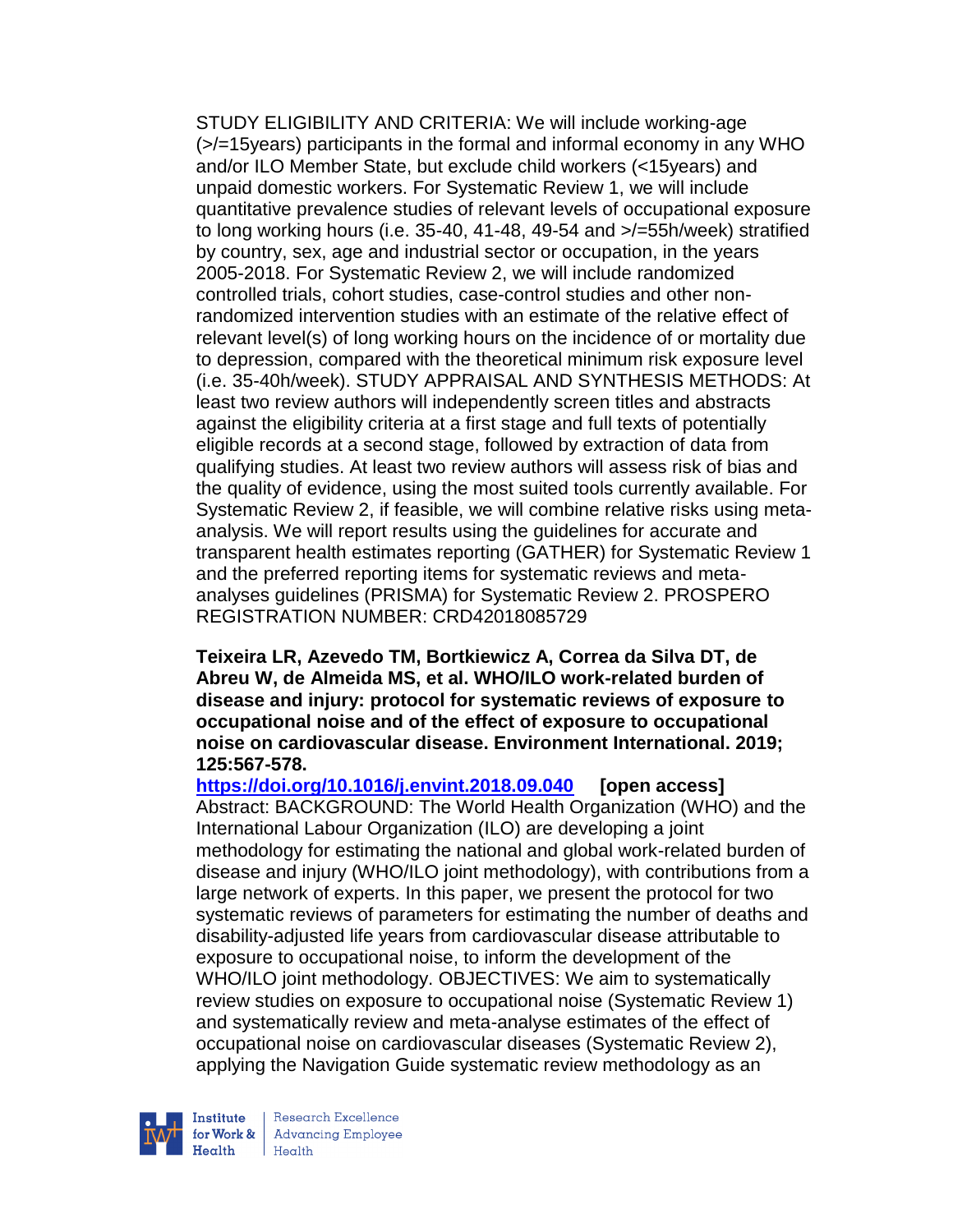STUDY ELIGIBILITY AND CRITERIA: We will include working-age (>/=15years) participants in the formal and informal economy in any WHO and/or ILO Member State, but exclude child workers (<15years) and unpaid domestic workers. For Systematic Review 1, we will include quantitative prevalence studies of relevant levels of occupational exposure to long working hours (i.e. 35-40, 41-48, 49-54 and >/=55h/week) stratified by country, sex, age and industrial sector or occupation, in the years 2005-2018. For Systematic Review 2, we will include randomized controlled trials, cohort studies, case-control studies and other non-randomized intervention studies with an estimate of the relative effect of relevant level(s) of long working hours on the incidence of or mortality due to depression, compared with the theoretical minimum risk exposure level (i.e. 35-40h/week). STUDY APPRAISAL AND SYNTHESIS METHODS: At least two review authors will independently screen titles and abstracts against the eligibility criteria at a first stage and full texts of potentially eligible records at a second stage, followed by extraction of data from qualifying studies. At least two review authors will assess risk of bias and the quality of evidence, using the most suited tools currently available. For Systematic Review 2, if feasible, we will combine relative risks using meta-analysis. We will report results using the guidelines for accurate and transparent health estimates reporting (GATHER) for Systematic Review 1 and the preferred reporting items for systematic reviews and meta-analyses guidelines (PRISMA) for Systematic Review 2. PROSPERO REGISTRATION NUMBER: CRD42018085729

**Teixeira LR, Azevedo TM, Bortkiewicz A, Correa da Silva DT, de Abreu W, de Almeida MS, et al. WHO/ILO work-related burden of disease and injury: protocol for systematic reviews of exposure to occupational noise and of the effect of exposure to occupational noise on cardiovascular disease. Environment International. 2019; 125:567-578.**

https://doi.org/10.1016/j.envint.2018.09.040 **[open access]**

Abstract: BACKGROUND: The World Health Organization (WHO) and the International Labour Organization (ILO) are developing a joint methodology for estimating the national and global work-related burden of disease and injury (WHO/ILO joint methodology), with contributions from a large network of experts. In this paper, we present the protocol for two systematic reviews of parameters for estimating the number of deaths and disability-adjusted life years from cardiovascular disease attributable to exposure to occupational noise, to inform the development of the WHO/ILO joint methodology. OBJECTIVES: We aim to systematically review studies on exposure to occupational noise (Systematic Review 1) and systematically review and meta-analyse estimates of the effect of occupational noise on cardiovascular diseases (Systematic Review 2), applying the Navigation Guide systematic review methodology as an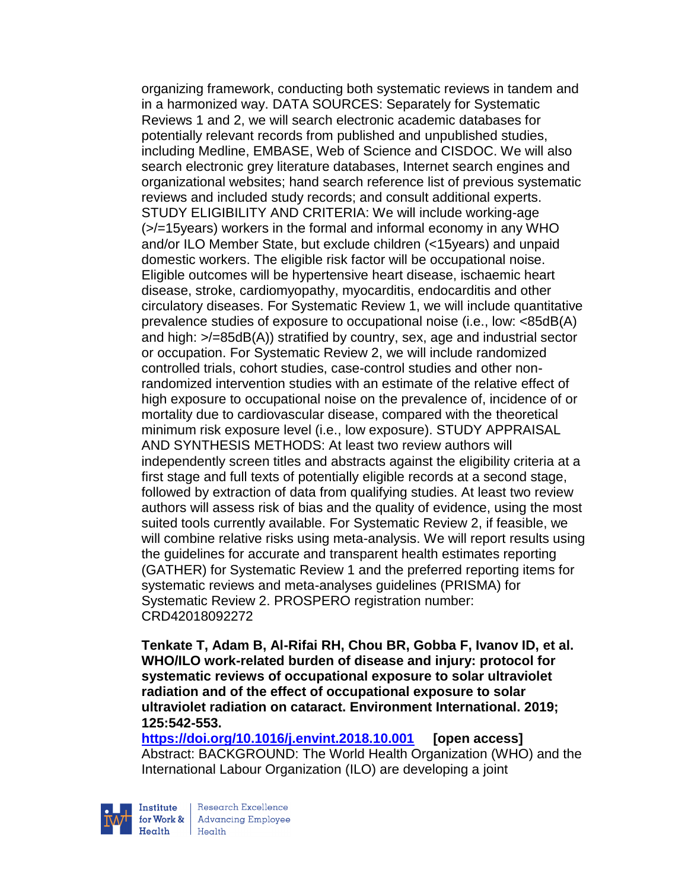organizing framework, conducting both systematic reviews in tandem and in a harmonized way. DATA SOURCES: Separately for Systematic Reviews 1 and 2, we will search electronic academic databases for potentially relevant records from published and unpublished studies, including Medline, EMBASE, Web of Science and CISDOC. We will also search electronic grey literature databases, Internet search engines and organizational websites; hand search reference list of previous systematic reviews and included study records; and consult additional experts. STUDY ELIGIBILITY AND CRITERIA: We will include working-age (>/=15years) workers in the formal and informal economy in any WHO and/or ILO Member State, but exclude children (<15years) and unpaid domestic workers. The eligible risk factor will be occupational noise. Eligible outcomes will be hypertensive heart disease, ischaemic heart disease, stroke, cardiomyopathy, myocarditis, endocarditis and other circulatory diseases. For Systematic Review 1, we will include quantitative prevalence studies of exposure to occupational noise (i.e., low: <85dB(A) and high: >/=85dB(A)) stratified by country, sex, age and industrial sector or occupation. For Systematic Review 2, we will include randomized controlled trials, cohort studies, case-control studies and other non-randomized intervention studies with an estimate of the relative effect of high exposure to occupational noise on the prevalence of, incidence of or mortality due to cardiovascular disease, compared with the theoretical minimum risk exposure level (i.e., low exposure). STUDY APPRAISAL AND SYNTHESIS METHODS: At least two review authors will independently screen titles and abstracts against the eligibility criteria at a first stage and full texts of potentially eligible records at a second stage, followed by extraction of data from qualifying studies. At least two review authors will assess risk of bias and the quality of evidence, using the most suited tools currently available. For Systematic Review 2, if feasible, we will combine relative risks using meta-analysis. We will report results using the guidelines for accurate and transparent health estimates reporting (GATHER) for Systematic Review 1 and the preferred reporting items for systematic reviews and meta-analyses guidelines (PRISMA) for Systematic Review 2. PROSPERO registration number: CRD42018092272

**Tenkate T, Adam B, Al-Rifai RH, Chou BR, Gobba F, Ivanov ID, et al. WHO/ILO work-related burden of disease and injury: protocol for systematic reviews of occupational exposure to solar ultraviolet radiation and of the effect of occupational exposure to solar ultraviolet radiation on cataract. Environment International. 2019; 125:542-553.**

[https://doi.org/10.1016/j.envint.2018.10.001](https://doi.org/10.1016/j.envint.2018.10.001) **[open access]**

Abstract: BACKGROUND: The World Health Organization (WHO) and the International Labour Organization (ILO) are developing a joint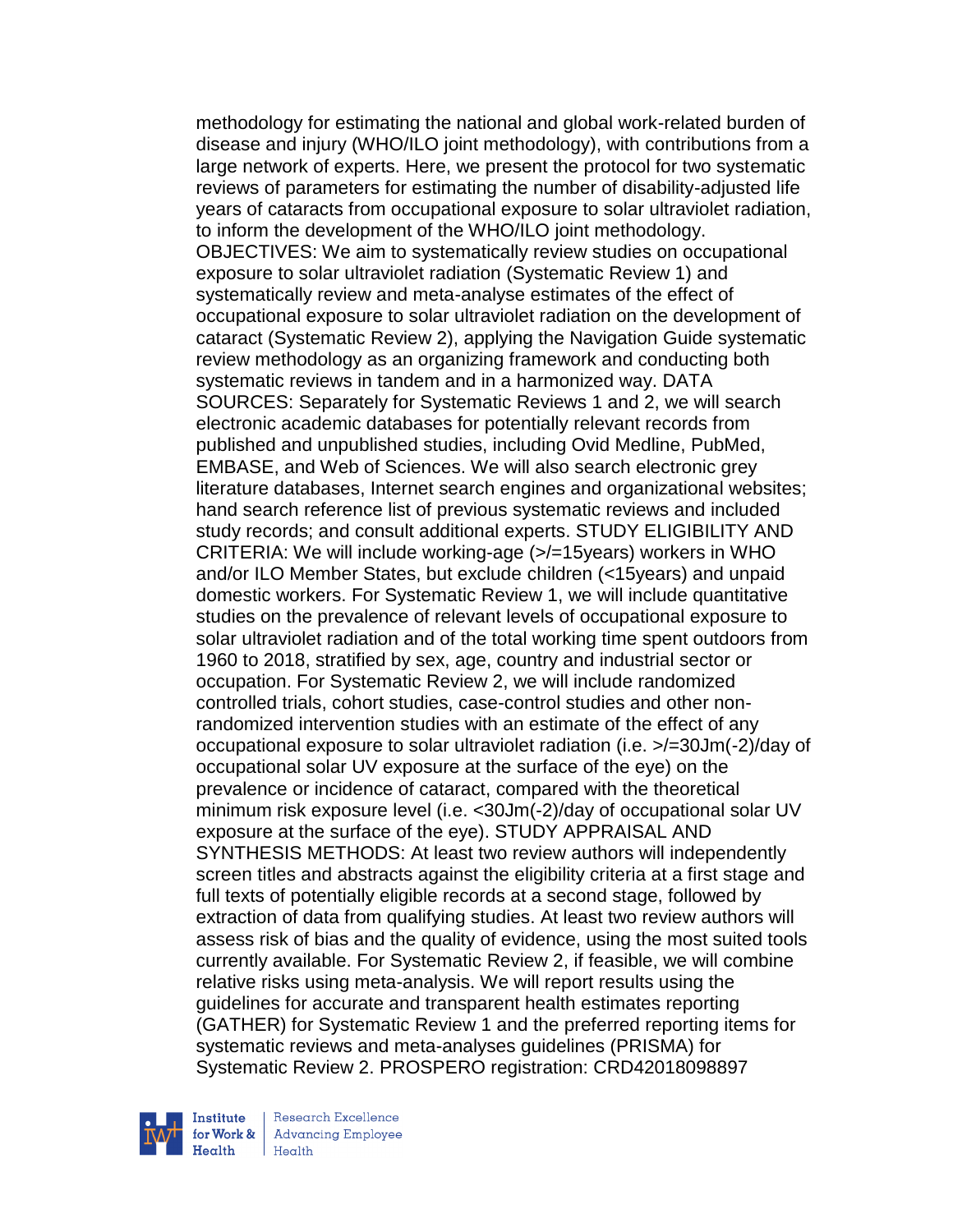methodology for estimating the national and global work-related burden of disease and injury (WHO/ILO joint methodology), with contributions from a large network of experts. Here, we present the protocol for two systematic reviews of parameters for estimating the number of disability-adjusted life years of cataracts from occupational exposure to solar ultraviolet radiation, to inform the development of the WHO/ILO joint methodology. OBJECTIVES: We aim to systematically review studies on occupational exposure to solar ultraviolet radiation (Systematic Review 1) and systematically review and meta-analyse estimates of the effect of occupational exposure to solar ultraviolet radiation on the development of cataract (Systematic Review 2), applying the Navigation Guide systematic review methodology as an organizing framework and conducting both systematic reviews in tandem and in a harmonized way. DATA SOURCES: Separately for Systematic Reviews 1 and 2, we will search electronic academic databases for potentially relevant records from published and unpublished studies, including Ovid Medline, PubMed, EMBASE, and Web of Sciences. We will also search electronic grey literature databases, Internet search engines and organizational websites; hand search reference list of previous systematic reviews and included study records; and consult additional experts. STUDY ELIGIBILITY AND CRITERIA: We will include working-age (>/=15years) workers in WHO and/or ILO Member States, but exclude children (<15years) and unpaid domestic workers. For Systematic Review 1, we will include quantitative studies on the prevalence of relevant levels of occupational exposure to solar ultraviolet radiation and of the total working time spent outdoors from 1960 to 2018, stratified by sex, age, country and industrial sector or occupation. For Systematic Review 2, we will include randomized controlled trials, cohort studies, case-control studies and other non-randomized intervention studies with an estimate of the effect of any occupational exposure to solar ultraviolet radiation (i.e. >/=30Jm(-2)/day of occupational solar UV exposure at the surface of the eye) on the prevalence or incidence of cataract, compared with the theoretical minimum risk exposure level (i.e. <30Jm(-2)/day of occupational solar UV exposure at the surface of the eye). STUDY APPRAISAL AND SYNTHESIS METHODS: At least two review authors will independently screen titles and abstracts against the eligibility criteria at a first stage and full texts of potentially eligible records at a second stage, followed by extraction of data from qualifying studies. At least two review authors will assess risk of bias and the quality of evidence, using the most suited tools currently available. For Systematic Review 2, if feasible, we will combine relative risks using meta-analysis. We will report results using the guidelines for accurate and transparent health estimates reporting (GATHER) for Systematic Review 1 and the preferred reporting items for systematic reviews and meta-analyses guidelines (PRISMA) for Systematic Review 2. PROSPERO registration: CRD42018098897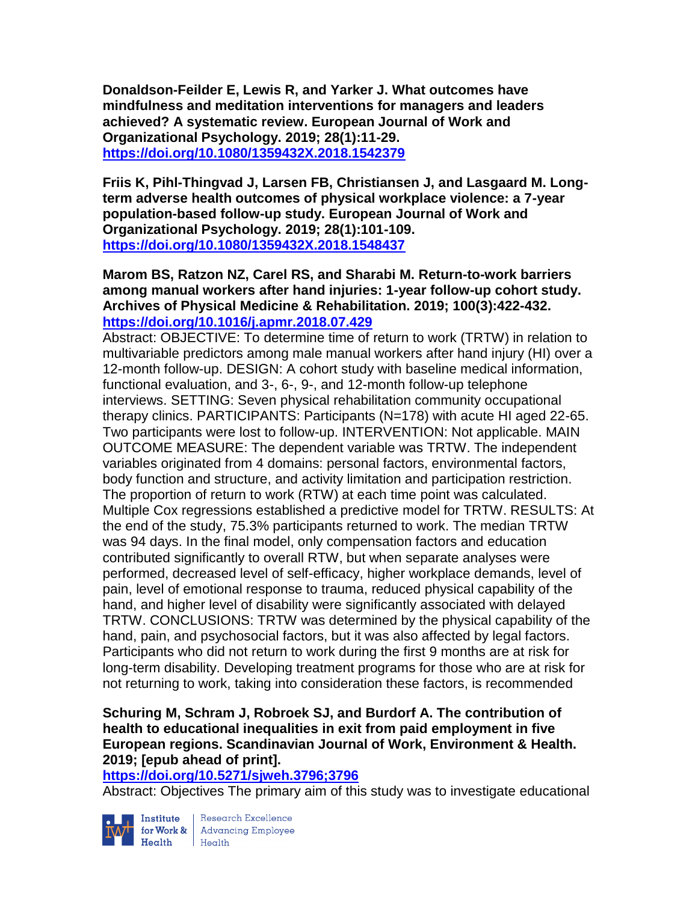**Donaldson-Feilder E, Lewis R, and Yarker J. What outcomes have mindfulness and meditation interventions for managers and leaders achieved? A systematic review. European Journal of Work and Organizational Psychology. 2019; 28(1):11-29.**
**https://doi.org/10.1080/1359432X.2018.1542379**

**Friis K, Pihl-Thingvad J, Larsen FB, Christiansen J, and Lasgaard M. Long-term adverse health outcomes of physical workplace violence: a 7-year population-based follow-up study. European Journal of Work and Organizational Psychology. 2019; 28(1):101-109.**
**https://doi.org/10.1080/1359432X.2018.1548437**

**Marom BS, Ratzon NZ, Carel RS, and Sharabi M. Return-to-work barriers among manual workers after hand injuries: 1-year follow-up cohort study. Archives of Physical Medicine & Rehabilitation. 2019; 100(3):422-432.**
**https://doi.org/10.1016/j.apmr.2018.07.429**

Abstract: OBJECTIVE: To determine time of return to work (TRTW) in relation to multivariable predictors among male manual workers after hand injury (HI) over a 12-month follow-up. DESIGN: A cohort study with baseline medical information, functional evaluation, and 3-, 6-, 9-, and 12-month follow-up telephone interviews. SETTING: Seven physical rehabilitation community occupational therapy clinics. PARTICIPANTS: Participants (N=178) with acute HI aged 22-65. Two participants were lost to follow-up. INTERVENTION: Not applicable. MAIN OUTCOME MEASURE: The dependent variable was TRTW. The independent variables originated from 4 domains: personal factors, environmental factors, body function and structure, and activity limitation and participation restriction. The proportion of return to work (RTW) at each time point was calculated. Multiple Cox regressions established a predictive model for TRTW. RESULTS: At the end of the study, 75.3% participants returned to work. The median TRTW was 94 days. In the final model, only compensation factors and education contributed significantly to overall RTW, but when separate analyses were performed, decreased level of self-efficacy, higher workplace demands, level of pain, level of emotional response to trauma, reduced physical capability of the hand, and higher level of disability were significantly associated with delayed TRTW. CONCLUSIONS: TRTW was determined by the physical capability of the hand, pain, and psychosocial factors, but it was also affected by legal factors. Participants who did not return to work during the first 9 months are at risk for long-term disability. Developing treatment programs for those who are at risk for not returning to work, taking into consideration these factors, is recommended

**Schuring M, Schram J, Robroek SJ, and Burdorf A. The contribution of health to educational inequalities in exit from paid employment in five European regions. Scandinavian Journal of Work, Environment & Health. 2019; [epub ahead of print].**
**https://doi.org/10.5271/sjweh.3796;3796**

Abstract: Objectives The primary aim of this study was to investigate educational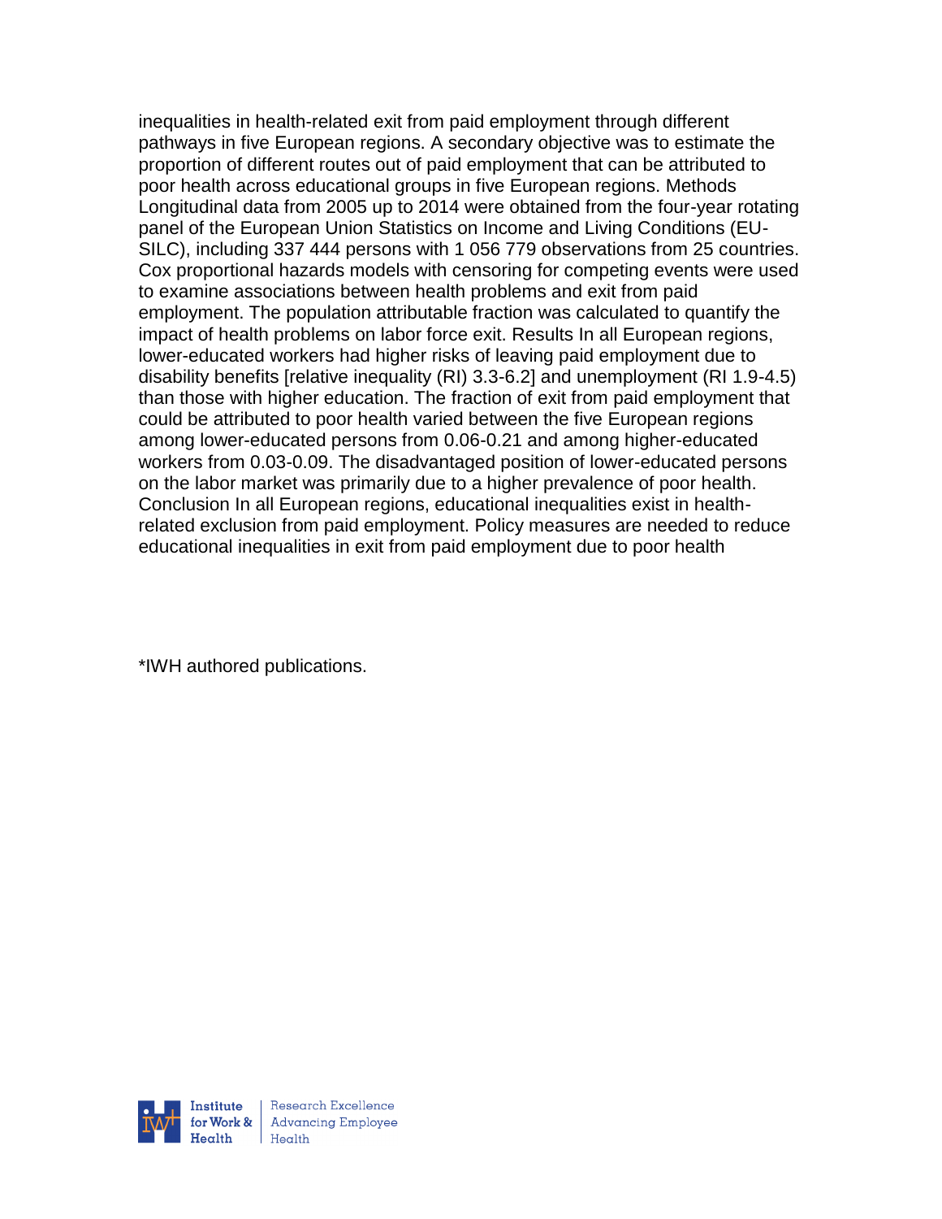inequalities in health-related exit from paid employment through different pathways in five European regions. A secondary objective was to estimate the proportion of different routes out of paid employment that can be attributed to poor health across educational groups in five European regions. Methods Longitudinal data from 2005 up to 2014 were obtained from the four-year rotating panel of the European Union Statistics on Income and Living Conditions (EU-SILC), including 337 444 persons with 1 056 779 observations from 25 countries. Cox proportional hazards models with censoring for competing events were used to examine associations between health problems and exit from paid employment. The population attributable fraction was calculated to quantify the impact of health problems on labor force exit. Results In all European regions, lower-educated workers had higher risks of leaving paid employment due to disability benefits [relative inequality (RI) 3.3-6.2] and unemployment (RI 1.9-4.5) than those with higher education. The fraction of exit from paid employment that could be attributed to poor health varied between the five European regions among lower-educated persons from 0.06-0.21 and among higher-educated workers from 0.03-0.09. The disadvantaged position of lower-educated persons on the labor market was primarily due to a higher prevalence of poor health. Conclusion In all European regions, educational inequalities exist in health-related exclusion from paid employment. Policy measures are needed to reduce educational inequalities in exit from paid employment due to poor health

*IWH authored publications.